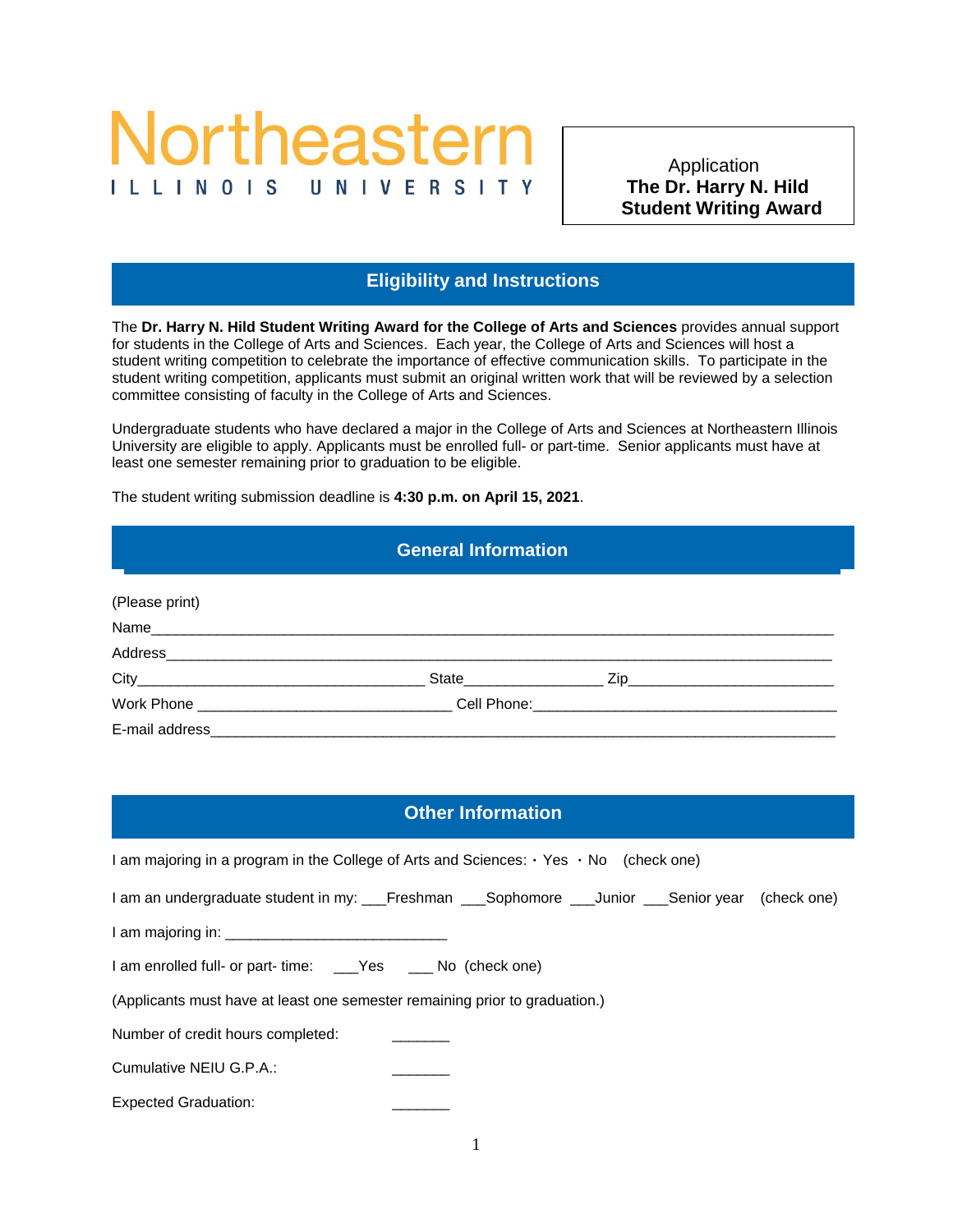Northeastern
ILLINOIS UNIVERSITY

Application
**The Dr. Harry N. Hild Student Writing Award**

## Eligibility and Instructions

The **Dr. Harry N. Hild Student Writing Award for the College of Arts and Sciences** provides annual support for students in the College of Arts and Sciences. Each year, the College of Arts and Sciences will host a student writing competition to celebrate the importance of effective communication skills. To participate in the student writing competition, applicants must submit an original written work that will be reviewed by a selection committee consisting of faculty in the College of Arts and Sciences.

Undergraduate students who have declared a major in the College of Arts and Sciences at Northeastern Illinois University are eligible to apply. Applicants must be enrolled full- or part-time. Senior applicants must have at least one semester remaining prior to graduation to be eligible.

The student writing submission deadline is **4:30 p.m. on April 15, 2021**.

## General Information

(Please print)

Name_______________________________________________________________________________

Address_____________________________________________________________________________

City_________________________________ State________________ Zip________________________

Work Phone _____________________________ Cell Phone:___________________________________

E-mail address_________________________________________________________________________

## Other Information

I am majoring in a program in the College of Arts and Sciences: · Yes · No (check one)

I am an undergraduate student in my: ___Freshman ___Sophomore ___Junior ___Senior year (check one)

I am majoring in: __________________________

I am enrolled full- or part- time: ___Yes ___ No (check one)

(Applicants must have at least one semester remaining prior to graduation.)

Number of credit hours completed: _______

Cumulative NEIU G.P.A.: _______

Expected Graduation: _______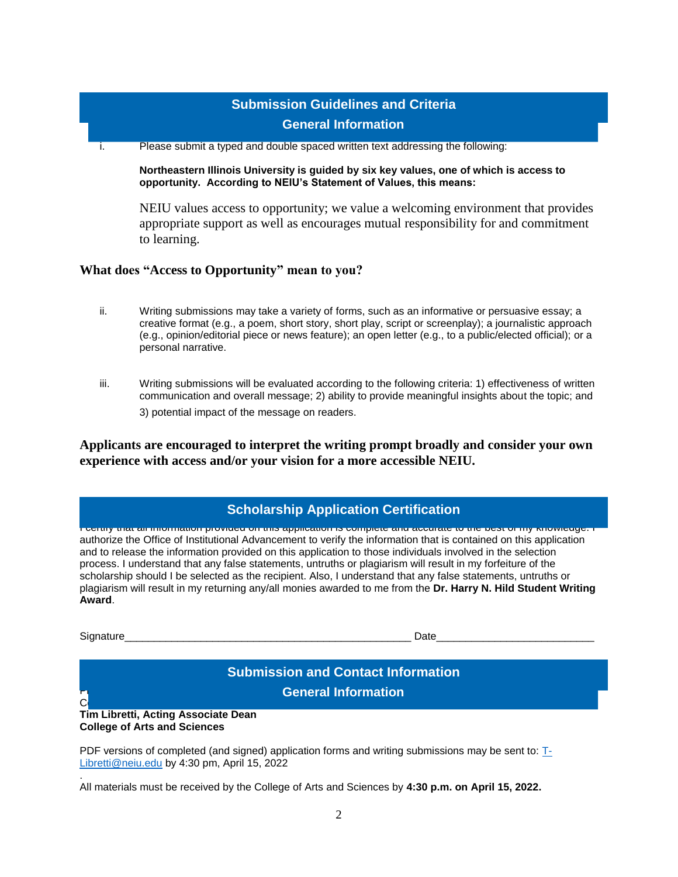## Submission Guidelines and Criteria

### General Information

i. Please submit a typed and double spaced written text addressing the following:

**Northeastern Illinois University is guided by six key values, one of which is access to opportunity. According to NEIU's Statement of Values, this means:**

> NEIU values access to opportunity; we value a welcoming environment that provides appropriate support as well as encourages mutual responsibility for and commitment to learning.

**What does "Access to Opportunity" mean to you?**

ii. Writing submissions may take a variety of forms, such as an informative or persuasive essay; a creative format (e.g., a poem, short story, short play, script or screenplay); a journalistic approach (e.g., opinion/editorial piece or news feature); an open letter (e.g., to a public/elected official); or a personal narrative.

iii. Writing submissions will be evaluated according to the following criteria: 1) effectiveness of written communication and overall message; 2) ability to provide meaningful insights about the topic; and 3) potential impact of the message on readers.

**Applicants are encouraged to interpret the writing prompt broadly and consider your own experience with access and/or your vision for a more accessible NEIU.**

## Scholarship Application Certification

I certify that all information provided on this application is complete and accurate to the best of my knowledge. I authorize the Office of Institutional Advancement to verify the information that is contained on this application and to release the information provided on this application to those individuals involved in the selection process. I understand that any false statements, untruths or plagiarism will result in my forfeiture of the scholarship should I be selected as the recipient. Also, I understand that any false statements, untruths or plagiarism will result in my returning any/all monies awarded to me from the **Dr. Harry N. Hild Student Writing Award**.

Signature__________________________________________________ Date__________________________

## Submission and Contact Information

### General Information

P
C

**Tim Libretti, Acting Associate Dean**
**College of Arts and Sciences**

PDF versions of completed (and signed) application forms and writing submissions may be sent to: T-Libretti@neiu.edu by 4:30 pm, April 15, 2022

.

All materials must be received by the College of Arts and Sciences by **4:30 p.m. on April 15, 2022.**